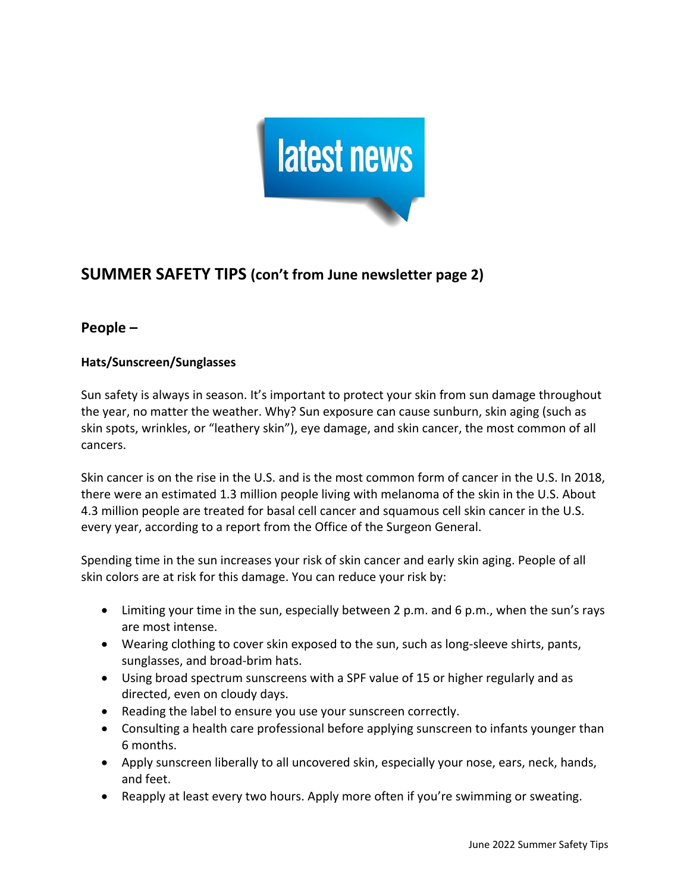latest news

## SUMMER SAFETY TIPS (con't from June newsletter page 2)

### People –

#### Hats/Sunscreen/Sunglasses

Sun safety is always in season. It's important to protect your skin from sun damage throughout the year, no matter the weather. Why? Sun exposure can cause sunburn, skin aging (such as skin spots, wrinkles, or "leathery skin"), eye damage, and skin cancer, the most common of all cancers.

Skin cancer is on the rise in the U.S. and is the most common form of cancer in the U.S. In 2018, there were an estimated 1.3 million people living with melanoma of the skin in the U.S. About 4.3 million people are treated for basal cell cancer and squamous cell skin cancer in the U.S. every year, according to a report from the Office of the Surgeon General.

Spending time in the sun increases your risk of skin cancer and early skin aging. People of all skin colors are at risk for this damage. You can reduce your risk by:

- Limiting your time in the sun, especially between 2 p.m. and 6 p.m., when the sun's rays are most intense.
- Wearing clothing to cover skin exposed to the sun, such as long-sleeve shirts, pants, sunglasses, and broad-brim hats.
- Using broad spectrum sunscreens with a SPF value of 15 or higher regularly and as directed, even on cloudy days.
- Reading the label to ensure you use your sunscreen correctly.
- Consulting a health care professional before applying sunscreen to infants younger than 6 months.
- Apply sunscreen liberally to all uncovered skin, especially your nose, ears, neck, hands, and feet.
- Reapply at least every two hours. Apply more often if you're swimming or sweating.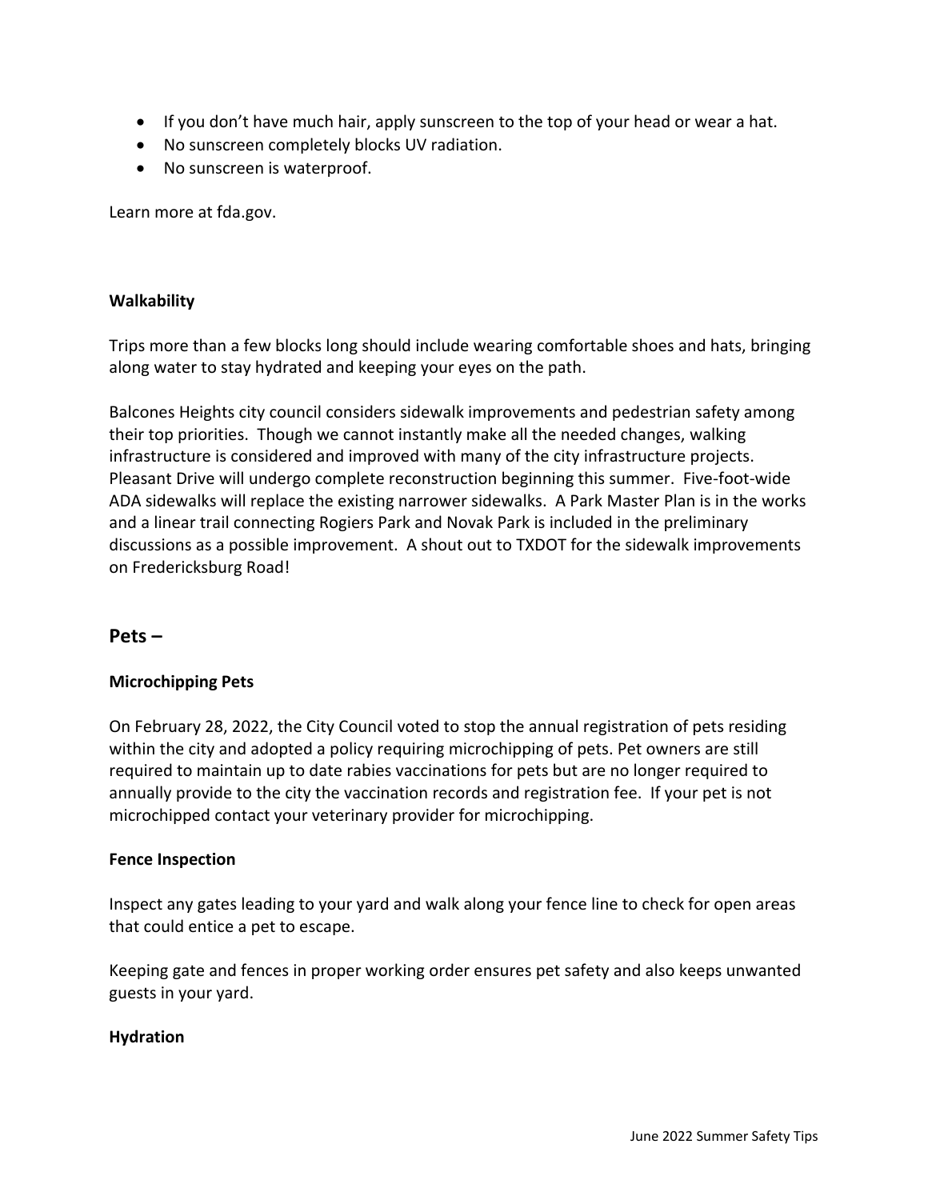- If you don't have much hair, apply sunscreen to the top of your head or wear a hat.
- No sunscreen completely blocks UV radiation.
- No sunscreen is waterproof.

Learn more at fda.gov.

**Walkability**

Trips more than a few blocks long should include wearing comfortable shoes and hats, bringing along water to stay hydrated and keeping your eyes on the path.

Balcones Heights city council considers sidewalk improvements and pedestrian safety among their top priorities. Though we cannot instantly make all the needed changes, walking infrastructure is considered and improved with many of the city infrastructure projects. Pleasant Drive will undergo complete reconstruction beginning this summer. Five-foot-wide ADA sidewalks will replace the existing narrower sidewalks. A Park Master Plan is in the works and a linear trail connecting Rogiers Park and Novak Park is included in the preliminary discussions as a possible improvement. A shout out to TXDOT for the sidewalk improvements on Fredericksburg Road!

## Pets –

**Microchipping Pets**

On February 28, 2022, the City Council voted to stop the annual registration of pets residing within the city and adopted a policy requiring microchipping of pets. Pet owners are still required to maintain up to date rabies vaccinations for pets but are no longer required to annually provide to the city the vaccination records and registration fee. If your pet is not microchipped contact your veterinary provider for microchipping.

**Fence Inspection**

Inspect any gates leading to your yard and walk along your fence line to check for open areas that could entice a pet to escape.

Keeping gate and fences in proper working order ensures pet safety and also keeps unwanted guests in your yard.

**Hydration**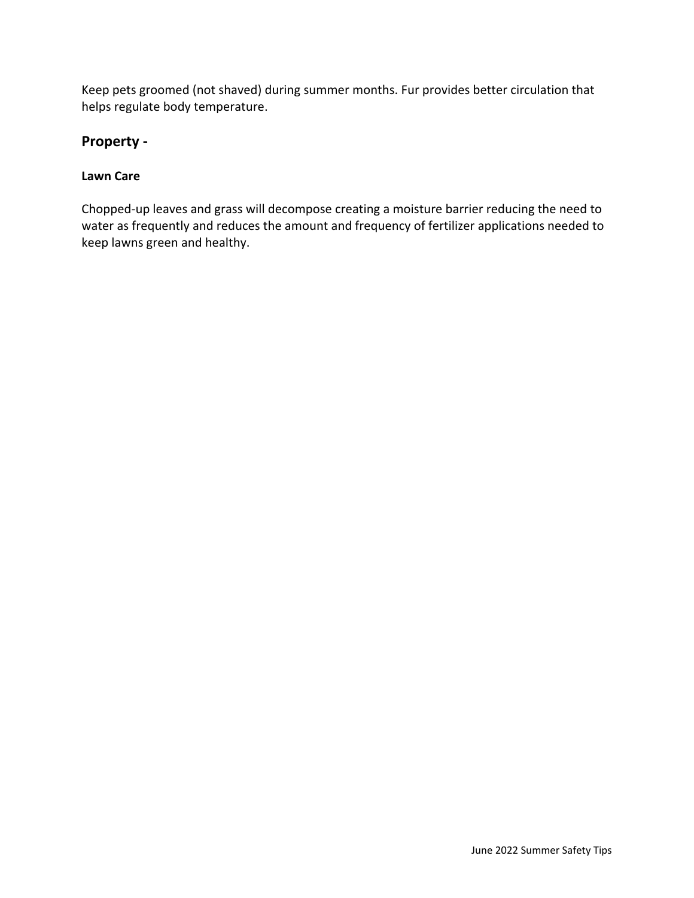Keep pets groomed (not shaved) during summer months. Fur provides better circulation that helps regulate body temperature.

## Property -

### Lawn Care

Chopped-up leaves and grass will decompose creating a moisture barrier reducing the need to water as frequently and reduces the amount and frequency of fertilizer applications needed to keep lawns green and healthy.